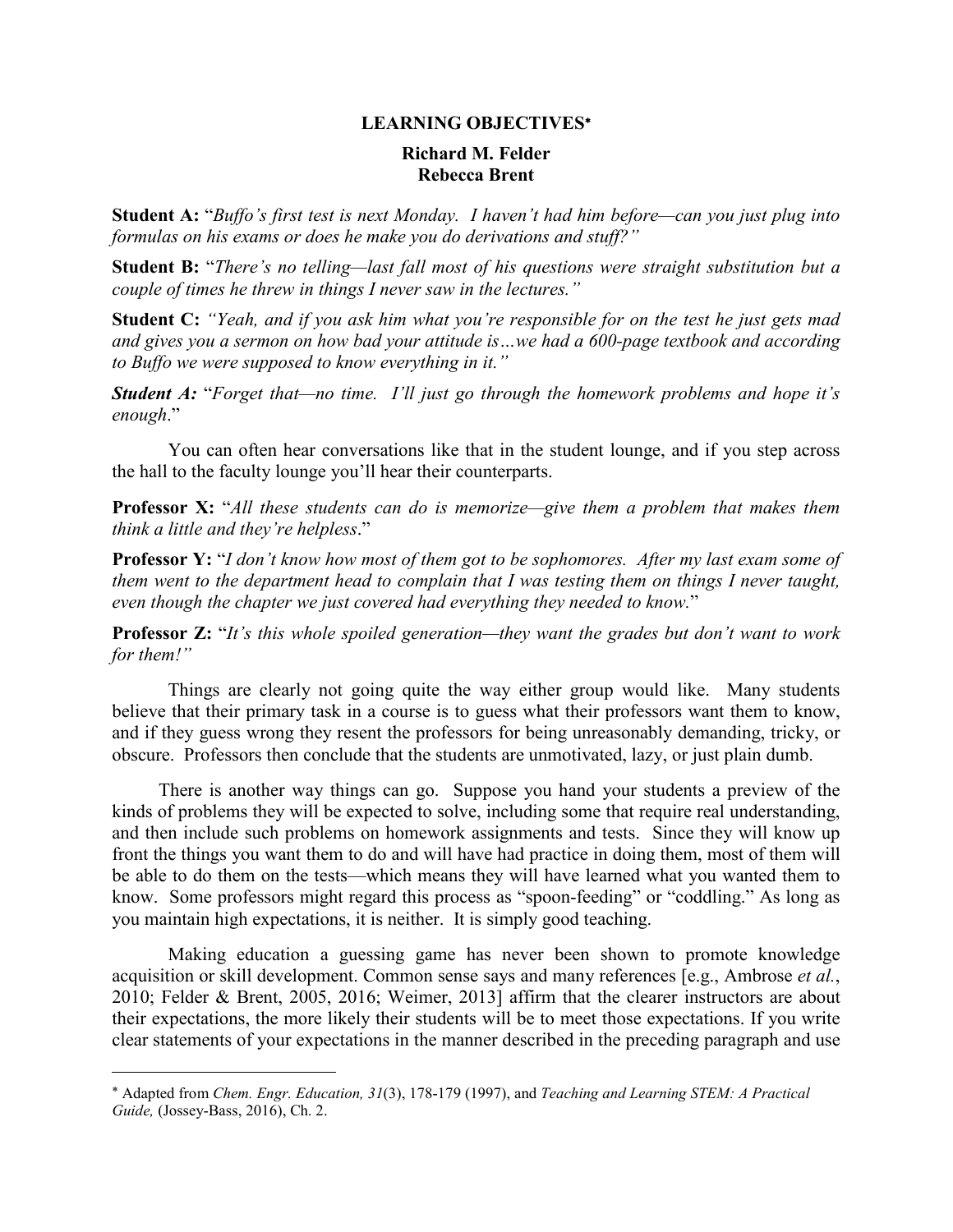# LEARNING OBJECTIVES[*]

**Richard M. Felder**
**Rebecca Brent**

**Student A:** "*Buffo's first test is next Monday. I haven't had him before—can you just plug into formulas on his exams or does he make you do derivations and stuff?*"

**Student B:** "*There's no telling—last fall most of his questions were straight substitution but a couple of times he threw in things I never saw in the lectures.*"

**Student C:** *"Yeah, and if you ask him what you're responsible for on the test he just gets mad and gives you a sermon on how bad your attitude is…we had a 600-page textbook and according to Buffo we were supposed to know everything in it."*

***Student A:*** "*Forget that—no time. I'll just go through the homework problems and hope it's enough*."

You can often hear conversations like that in the student lounge, and if you step across the hall to the faculty lounge you'll hear their counterparts.

**Professor X:** "*All these students can do is memorize—give them a problem that makes them think a little and they're helpless*."

**Professor Y:** "*I don't know how most of them got to be sophomores. After my last exam some of them went to the department head to complain that I was testing them on things I never taught, even though the chapter we just covered had everything they needed to know.*"

**Professor Z:** "*It's this whole spoiled generation—they want the grades but don't want to work for them!"*

Things are clearly not going quite the way either group would like. Many students believe that their primary task in a course is to guess what their professors want them to know, and if they guess wrong they resent the professors for being unreasonably demanding, tricky, or obscure. Professors then conclude that the students are unmotivated, lazy, or just plain dumb.

There is another way things can go. Suppose you hand your students a preview of the kinds of problems they will be expected to solve, including some that require real understanding, and then include such problems on homework assignments and tests. Since they will know up front the things you want them to do and will have had practice in doing them, most of them will be able to do them on the tests—which means they will have learned what you wanted them to know. Some professors might regard this process as "spoon-feeding" or "coddling." As long as you maintain high expectations, it is neither. It is simply good teaching.

Making education a guessing game has never been shown to promote knowledge acquisition or skill development. Common sense says and many references [e.g., Ambrose *et al.*, 2010; Felder & Brent, 2005, 2016; Weimer, 2013] affirm that the clearer instructors are about their expectations, the more likely their students will be to meet those expectations. If you write clear statements of your expectations in the manner described in the preceding paragraph and use

---

[*] Adapted from *Chem. Engr. Education, 31*(3), 178-179 (1997), and *Teaching and Learning STEM: A Practical Guide,* (Jossey-Bass, 2016), Ch. 2.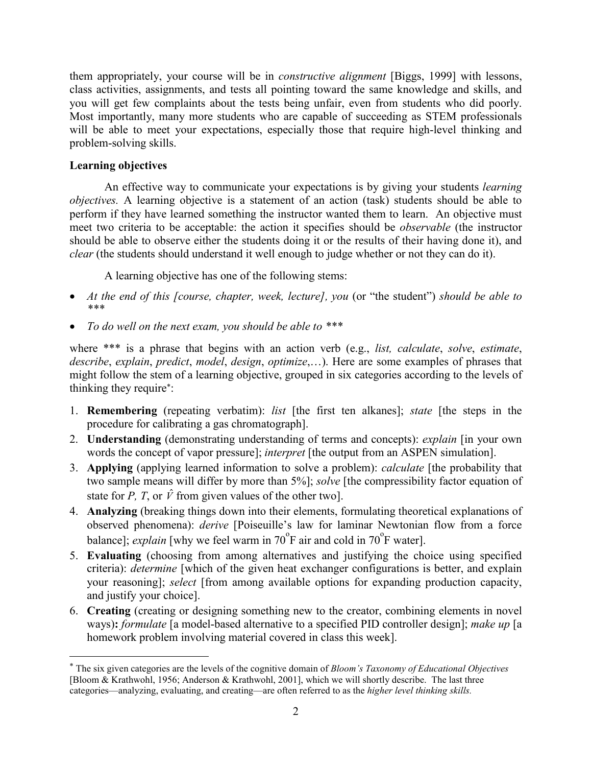them appropriately, your course will be in *constructive alignment* [Biggs, 1999] with lessons, class activities, assignments, and tests all pointing toward the same knowledge and skills, and you will get few complaints about the tests being unfair, even from students who did poorly. Most importantly, many more students who are capable of succeeding as STEM professionals will be able to meet your expectations, especially those that require high-level thinking and problem-solving skills.

**Learning objectives**

An effective way to communicate your expectations is by giving your students *learning objectives.* A learning objective is a statement of an action (task) students should be able to perform if they have learned something the instructor wanted them to learn. An objective must meet two criteria to be acceptable: the action it specifies should be *observable* (the instructor should be able to observe either the students doing it or the results of their having done it), and *clear* (the students should understand it well enough to judge whether or not they can do it).

A learning objective has one of the following stems:

- *At the end of this [course, chapter, week, lecture], you* (or "the student") *should be able to \*\*\**
- *To do well on the next exam, you should be able to \*\*\**

where \*\*\* is a phrase that begins with an action verb (e.g., *list, calculate*, *solve*, *estimate*, *describe*, *explain*, *predict*, *model*, *design*, *optimize*,…). Here are some examples of phrases that might follow the stem of a learning objective, grouped in six categories according to the levels of thinking they require[*]:

1. **Remembering** (repeating verbatim): *list* [the first ten alkanes]; *state* [the steps in the procedure for calibrating a gas chromatograph].
2. **Understanding** (demonstrating understanding of terms and concepts): *explain* [in your own words the concept of vapor pressure]; *interpret* [the output from an ASPEN simulation].
3. **Applying** (applying learned information to solve a problem): *calculate* [the probability that two sample means will differ by more than 5%]; *solve* [the compressibility factor equation of state for $P$, $T$, or $\hat{V}$ from given values of the other two].
4. **Analyzing** (breaking things down into their elements, formulating theoretical explanations of observed phenomena): *derive* [Poiseuille's law for laminar Newtonian flow from a force balance]; *explain* [why we feel warm in 70°F air and cold in 70°F water].
5. **Evaluating** (choosing from among alternatives and justifying the choice using specified criteria): *determine* [which of the given heat exchanger configurations is better, and explain your reasoning]; *select* [from among available options for expanding production capacity, and justify your choice].
6. **Creating** (creating or designing something new to the creator, combining elements in novel ways)**:** *formulate* [a model-based alternative to a specified PID controller design]; *make up* [a homework problem involving material covered in class this week].

---

[*] The six given categories are the levels of the cognitive domain of *Bloom's Taxonomy of Educational Objectives* [Bloom & Krathwohl, 1956; Anderson & Krathwohl, 2001], which we will shortly describe. The last three categories—analyzing, evaluating, and creating—are often referred to as the *higher level thinking skills.*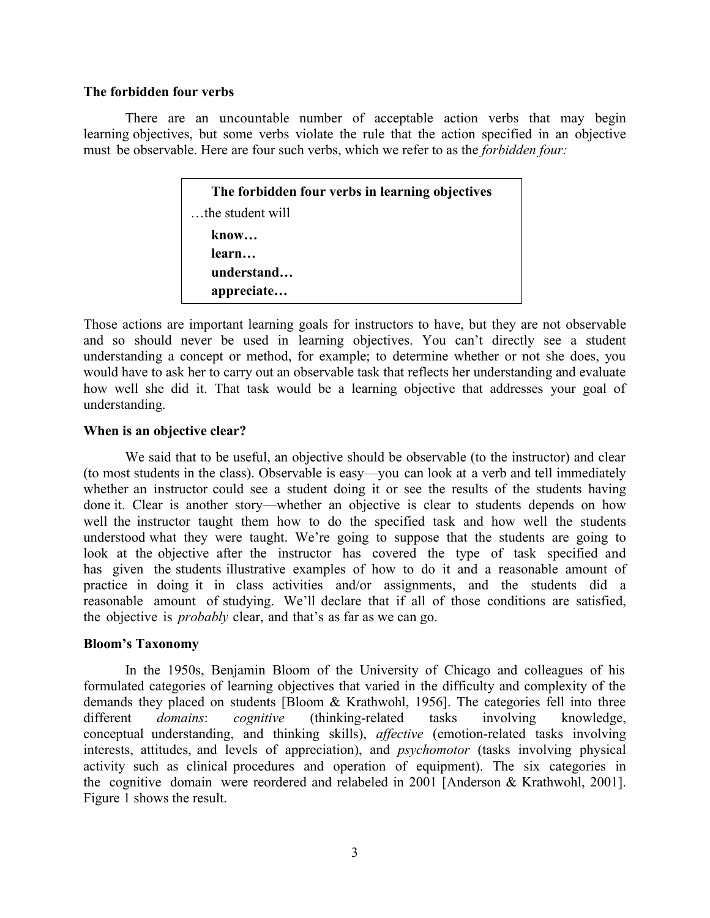### The forbidden four verbs

There are an uncountable number of acceptable action verbs that may begin learning objectives, but some verbs violate the rule that the action specified in an objective must be observable. Here are four such verbs, which we refer to as the *forbidden four:*

> **The forbidden four verbs in learning objectives**
>
> …the student will
>
> **know…**
> **learn…**
> **understand…**
> **appreciate…**

Those actions are important learning goals for instructors to have, but they are not observable and so should never be used in learning objectives. You can't directly see a student understanding a concept or method, for example; to determine whether or not she does, you would have to ask her to carry out an observable task that reflects her understanding and evaluate how well she did it. That task would be a learning objective that addresses your goal of understanding.

### When is an objective clear?

We said that to be useful, an objective should be observable (to the instructor) and clear (to most students in the class). Observable is easy—you can look at a verb and tell immediately whether an instructor could see a student doing it or see the results of the students having done it. Clear is another story—whether an objective is clear to students depends on how well the instructor taught them how to do the specified task and how well the students understood what they were taught. We're going to suppose that the students are going to look at the objective after the instructor has covered the type of task specified and has given the students illustrative examples of how to do it and a reasonable amount of practice in doing it in class activities and/or assignments, and the students did a reasonable amount of studying. We'll declare that if all of those conditions are satisfied, the objective is *probably* clear, and that's as far as we can go.

### Bloom's Taxonomy

In the 1950s, Benjamin Bloom of the University of Chicago and colleagues of his formulated categories of learning objectives that varied in the difficulty and complexity of the demands they placed on students [Bloom & Krathwohl, 1956]. The categories fell into three different *domains*: *cognitive* (thinking-related tasks involving knowledge, conceptual understanding, and thinking skills), *affective* (emotion-related tasks involving interests, attitudes, and levels of appreciation), and *psychomotor* (tasks involving physical activity such as clinical procedures and operation of equipment). The six categories in the cognitive domain were reordered and relabeled in 2001 [Anderson & Krathwohl, 2001]. Figure 1 shows the result.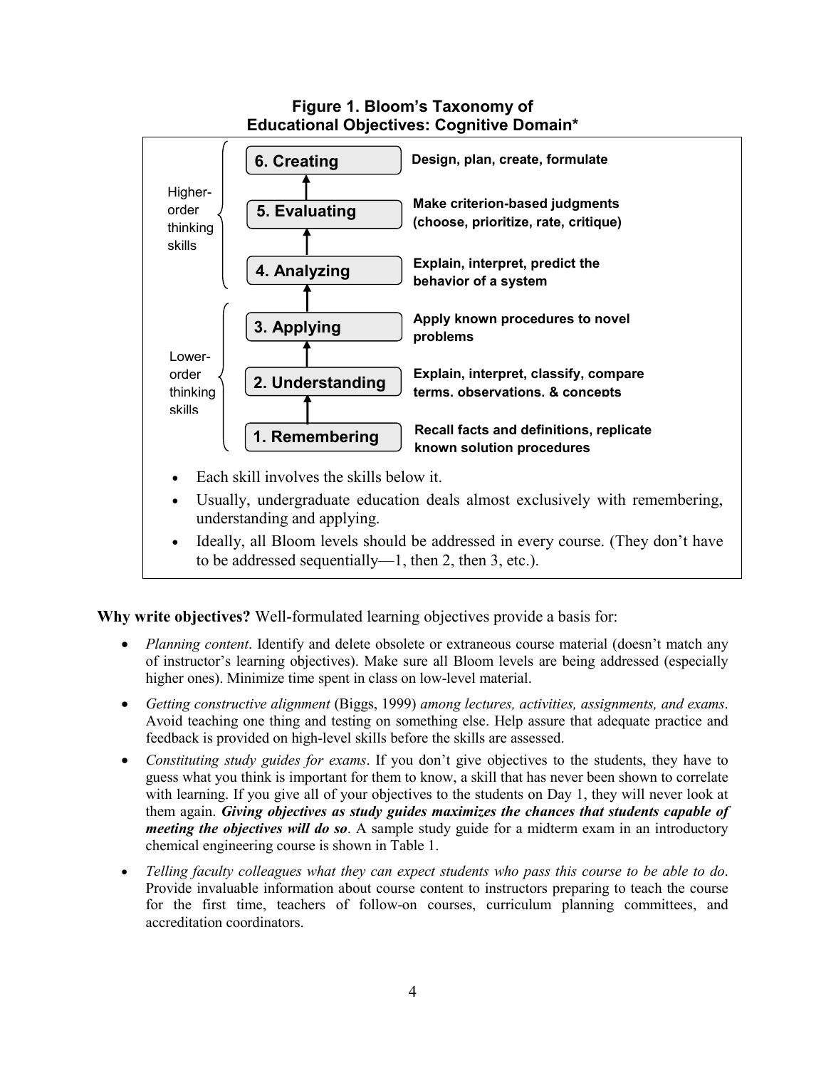**Figure 1. Bloom's Taxonomy of Educational Objectives: Cognitive Domain***

Higher-order thinking skills:

- **6. Creating** — Design, plan, create, formulate
- **5. Evaluating** — Make criterion-based judgments (choose, prioritize, rate, critique)
- **4. Analyzing** — Explain, interpret, predict the behavior of a system

Lower-order thinking skills:

- **3. Applying** — Apply known procedures to novel problems
- **2. Understanding** — Explain, interpret, classify, compare terms, observations, & concepts
- **1. Remembering** — Recall facts and definitions, replicate known solution procedures

- Each skill involves the skills below it.
- Usually, undergraduate education deals almost exclusively with remembering, understanding and applying.
- Ideally, all Bloom levels should be addressed in every course. (They don't have to be addressed sequentially—1, then 2, then 3, etc.).

**Why write objectives?** Well-formulated learning objectives provide a basis for:

- *Planning content*. Identify and delete obsolete or extraneous course material (doesn't match any of instructor's learning objectives). Make sure all Bloom levels are being addressed (especially higher ones). Minimize time spent in class on low-level material.
- *Getting constructive alignment* (Biggs, 1999) *among lectures, activities, assignments, and exams*. Avoid teaching one thing and testing on something else. Help assure that adequate practice and feedback is provided on high-level skills before the skills are assessed.
- *Constituting study guides for exams*. If you don't give objectives to the students, they have to guess what you think is important for them to know, a skill that has never been shown to correlate with learning. If you give all of your objectives to the students on Day 1, they will never look at them again. ***Giving objectives as study guides maximizes the chances that students capable of meeting the objectives will do so***. A sample study guide for a midterm exam in an introductory chemical engineering course is shown in Table 1.
- *Telling faculty colleagues what they can expect students who pass this course to be able to do*. Provide invaluable information about course content to instructors preparing to teach the course for the first time, teachers of follow-on courses, curriculum planning committees, and accreditation coordinators.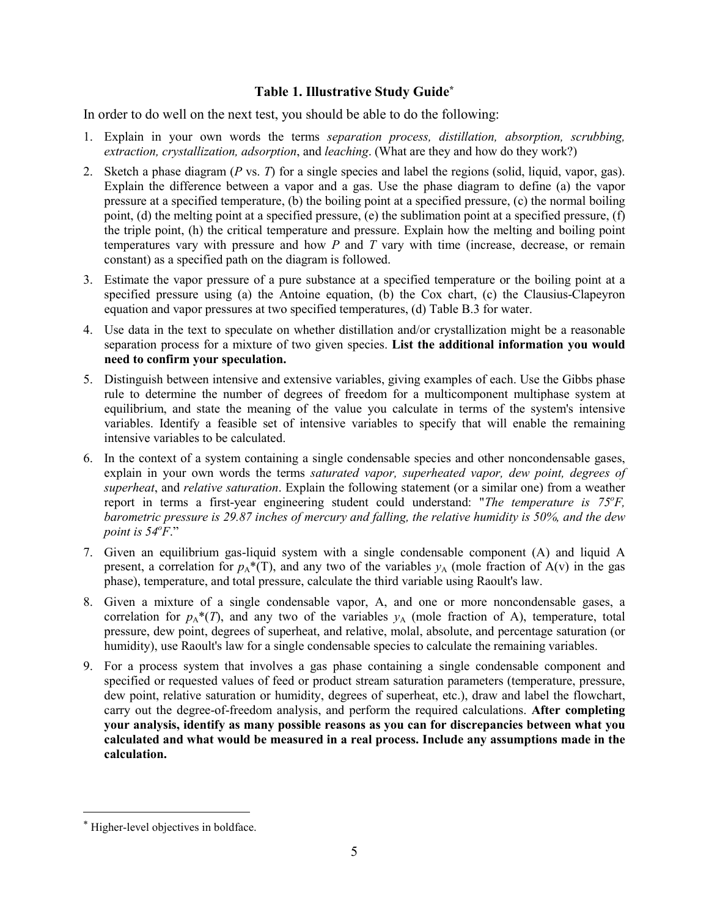### Table 1. Illustrative Study Guide*

In order to do well on the next test, you should be able to do the following:

1. Explain in your own words the terms *separation process, distillation, absorption, scrubbing, extraction, crystallization, adsorption*, and *leaching*. (What are they and how do they work?)
2. Sketch a phase diagram ($P$ vs. $T$) for a single species and label the regions (solid, liquid, vapor, gas). Explain the difference between a vapor and a gas. Use the phase diagram to define (a) the vapor pressure at a specified temperature, (b) the boiling point at a specified pressure, (c) the normal boiling point, (d) the melting point at a specified pressure, (e) the sublimation point at a specified pressure, (f) the triple point, (h) the critical temperature and pressure. Explain how the melting and boiling point temperatures vary with pressure and how $P$ and $T$ vary with time (increase, decrease, or remain constant) as a specified path on the diagram is followed.
3. Estimate the vapor pressure of a pure substance at a specified temperature or the boiling point at a specified pressure using (a) the Antoine equation, (b) the Cox chart, (c) the Clausius-Clapeyron equation and vapor pressures at two specified temperatures, (d) Table B.3 for water.
4. Use data in the text to speculate on whether distillation and/or crystallization might be a reasonable separation process for a mixture of two given species. **List the additional information you would need to confirm your speculation.**
5. Distinguish between intensive and extensive variables, giving examples of each. Use the Gibbs phase rule to determine the number of degrees of freedom for a multicomponent multiphase system at equilibrium, and state the meaning of the value you calculate in terms of the system's intensive variables. Identify a feasible set of intensive variables to specify that will enable the remaining intensive variables to be calculated.
6. In the context of a system containing a single condensable species and other noncondensable gases, explain in your own words the terms *saturated vapor, superheated vapor, dew point, degrees of superheat*, and *relative saturation*. Explain the following statement (or a similar one) from a weather report in terms a first-year engineering student could understand: "*The temperature is 75°F, barometric pressure is 29.87 inches of mercury and falling, the relative humidity is 50%, and the dew point is 54°F*."
7. Given an equilibrium gas-liquid system with a single condensable component (A) and liquid A present, a correlation for $p_A^*(T)$, and any two of the variables $y_A$ (mole fraction of A(v) in the gas phase), temperature, and total pressure, calculate the third variable using Raoult's law.
8. Given a mixture of a single condensable vapor, A, and one or more noncondensable gases, a correlation for $p_A^*(T)$, and any two of the variables $y_A$ (mole fraction of A), temperature, total pressure, dew point, degrees of superheat, and relative, molal, absolute, and percentage saturation (or humidity), use Raoult's law for a single condensable species to calculate the remaining variables.
9. For a process system that involves a gas phase containing a single condensable component and specified or requested values of feed or product stream saturation parameters (temperature, pressure, dew point, relative saturation or humidity, degrees of superheat, etc.), draw and label the flowchart, carry out the degree-of-freedom analysis, and perform the required calculations. **After completing your analysis, identify as many possible reasons as you can for discrepancies between what you calculated and what would be measured in a real process. Include any assumptions made in the calculation.**

---

* Higher-level objectives in boldface.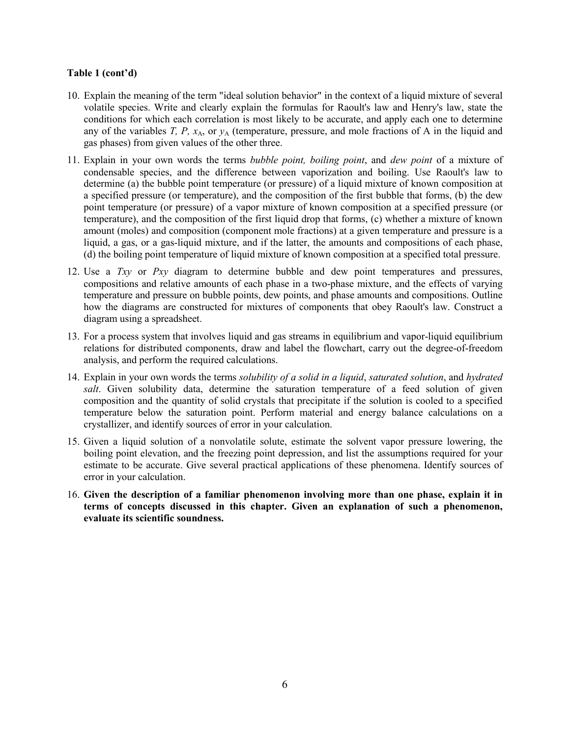**Table 1 (cont'd)**

10. Explain the meaning of the term "ideal solution behavior" in the context of a liquid mixture of several volatile species. Write and clearly explain the formulas for Raoult's law and Henry's law, state the conditions for which each correlation is most likely to be accurate, and apply each one to determine any of the variables $T$, $P$, $x_A$, or $y_A$ (temperature, pressure, and mole fractions of A in the liquid and gas phases) from given values of the other three.

11. Explain in your own words the terms *bubble point, boiling point*, and *dew point* of a mixture of condensable species, and the difference between vaporization and boiling. Use Raoult's law to determine (a) the bubble point temperature (or pressure) of a liquid mixture of known composition at a specified pressure (or temperature), and the composition of the first bubble that forms, (b) the dew point temperature (or pressure) of a vapor mixture of known composition at a specified pressure (or temperature), and the composition of the first liquid drop that forms, (c) whether a mixture of known amount (moles) and composition (component mole fractions) at a given temperature and pressure is a liquid, a gas, or a gas-liquid mixture, and if the latter, the amounts and compositions of each phase, (d) the boiling point temperature of liquid mixture of known composition at a specified total pressure.

12. Use a *Txy* or *Pxy* diagram to determine bubble and dew point temperatures and pressures, compositions and relative amounts of each phase in a two-phase mixture, and the effects of varying temperature and pressure on bubble points, dew points, and phase amounts and compositions. Outline how the diagrams are constructed for mixtures of components that obey Raoult's law. Construct a diagram using a spreadsheet.

13. For a process system that involves liquid and gas streams in equilibrium and vapor-liquid equilibrium relations for distributed components, draw and label the flowchart, carry out the degree-of-freedom analysis, and perform the required calculations.

14. Explain in your own words the terms *solubility of a solid in a liquid*, *saturated solution*, and *hydrated salt*. Given solubility data, determine the saturation temperature of a feed solution of given composition and the quantity of solid crystals that precipitate if the solution is cooled to a specified temperature below the saturation point. Perform material and energy balance calculations on a crystallizer, and identify sources of error in your calculation.

15. Given a liquid solution of a nonvolatile solute, estimate the solvent vapor pressure lowering, the boiling point elevation, and the freezing point depression, and list the assumptions required for your estimate to be accurate. Give several practical applications of these phenomena. Identify sources of error in your calculation.

16. **Given the description of a familiar phenomenon involving more than one phase, explain it in terms of concepts discussed in this chapter. Given an explanation of such a phenomenon, evaluate its scientific soundness.**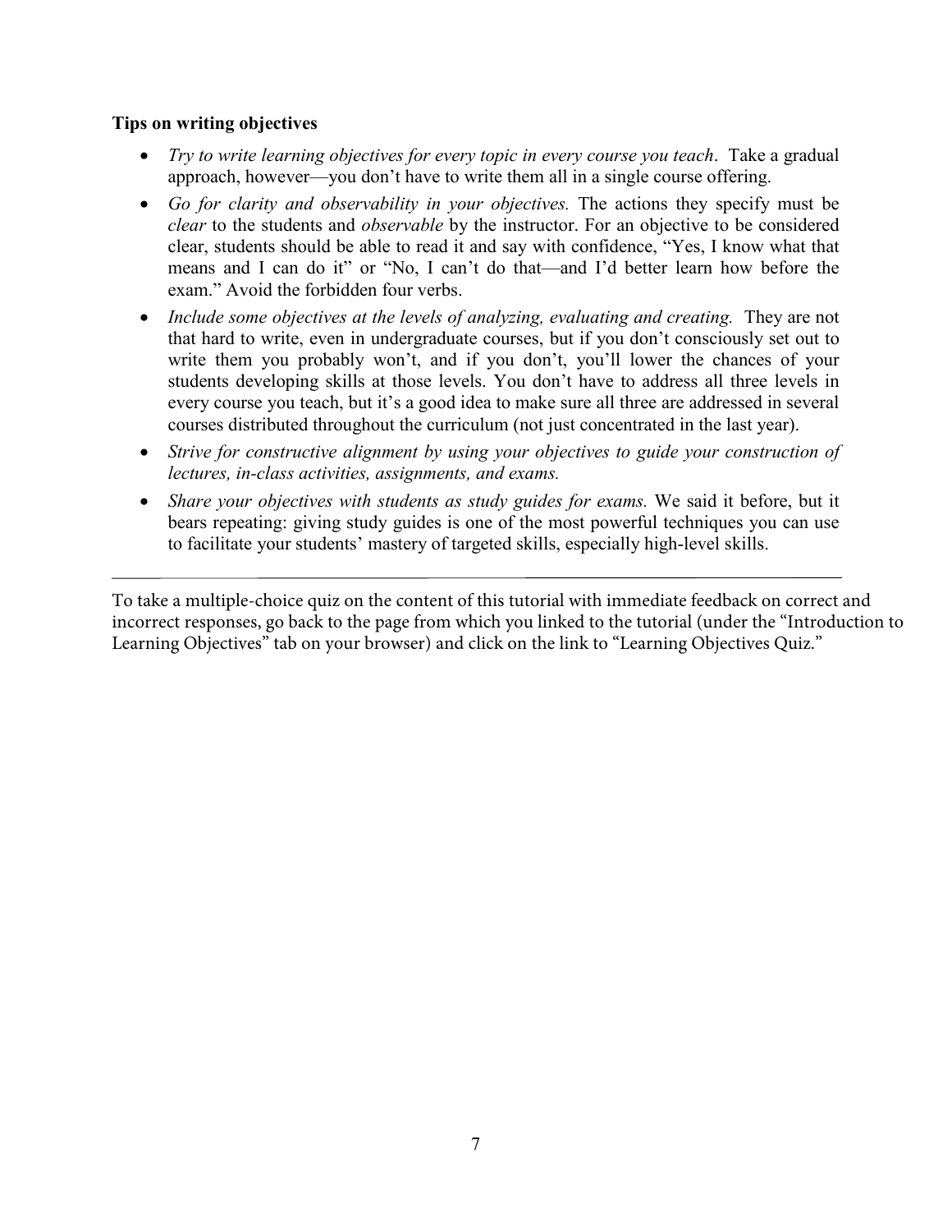**Tips on writing objectives**

- *Try to write learning objectives for every topic in every course you teach*. Take a gradual approach, however—you don't have to write them all in a single course offering.
- *Go for clarity and observability in your objectives.* The actions they specify must be *clear* to the students and *observable* by the instructor. For an objective to be considered clear, students should be able to read it and say with confidence, "Yes, I know what that means and I can do it" or "No, I can't do that—and I'd better learn how before the exam." Avoid the forbidden four verbs.
- *Include some objectives at the levels of analyzing, evaluating and creating.* They are not that hard to write, even in undergraduate courses, but if you don't consciously set out to write them you probably won't, and if you don't, you'll lower the chances of your students developing skills at those levels. You don't have to address all three levels in every course you teach, but it's a good idea to make sure all three are addressed in several courses distributed throughout the curriculum (not just concentrated in the last year).
- *Strive for constructive alignment by using your objectives to guide your construction of lectures, in-class activities, assignments, and exams.*
- *Share your objectives with students as study guides for exams.* We said it before, but it bears repeating: giving study guides is one of the most powerful techniques you can use to facilitate your students' mastery of targeted skills, especially high-level skills.

---

To take a multiple-choice quiz on the content of this tutorial with immediate feedback on correct and incorrect responses, go back to the page from which you linked to the tutorial (under the "Introduction to Learning Objectives" tab on your browser) and click on the link to "Learning Objectives Quiz."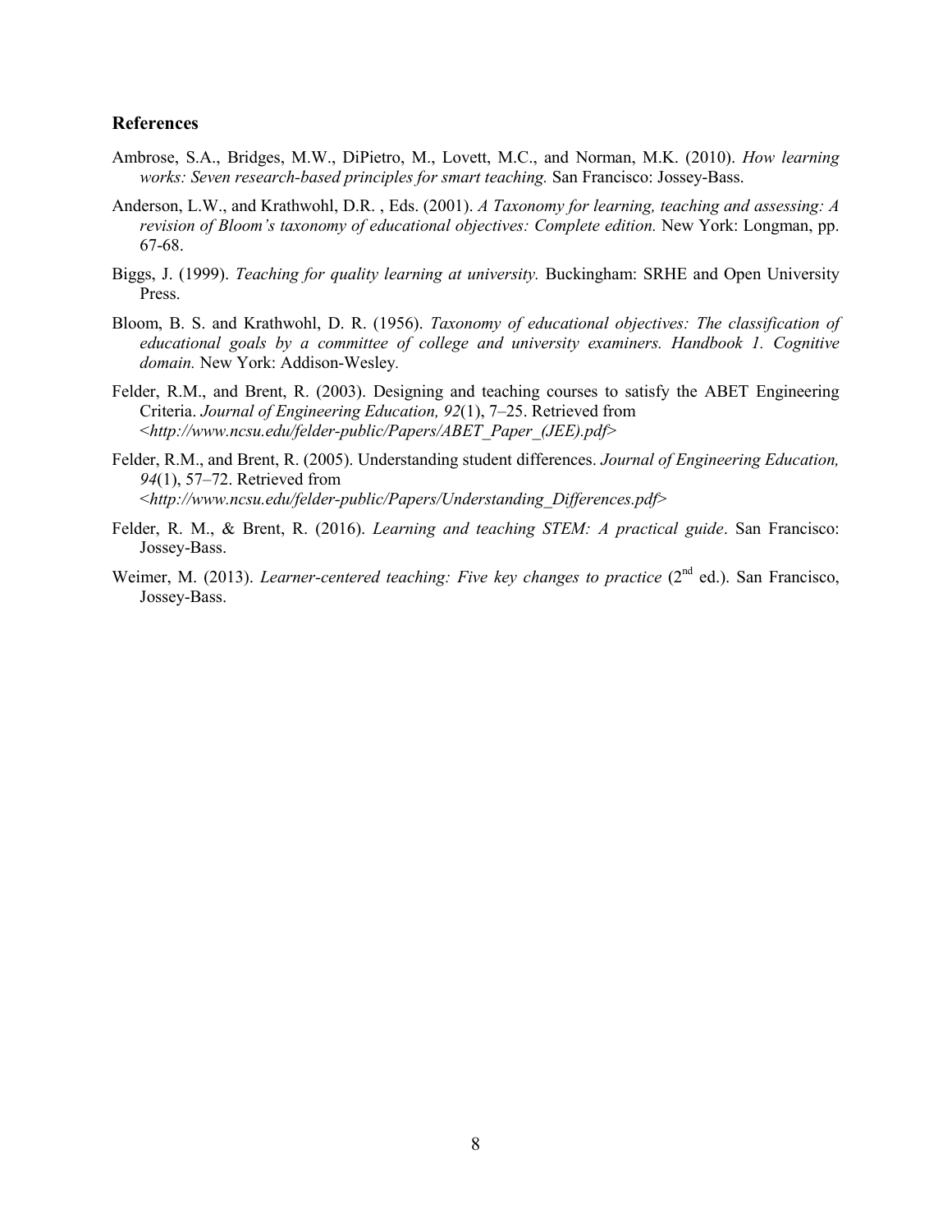## References

Ambrose, S.A., Bridges, M.W., DiPietro, M., Lovett, M.C., and Norman, M.K. (2010). *How learning works: Seven research-based principles for smart teaching.* San Francisco: Jossey-Bass.

Anderson, L.W., and Krathwohl, D.R. , Eds. (2001). *A Taxonomy for learning, teaching and assessing: A revision of Bloom's taxonomy of educational objectives: Complete edition.* New York: Longman, pp. 67-68.

Biggs, J. (1999). *Teaching for quality learning at university.* Buckingham: SRHE and Open University Press.

Bloom, B. S. and Krathwohl, D. R. (1956). *Taxonomy of educational objectives: The classification of educational goals by a committee of college and university examiners. Handbook 1. Cognitive domain.* New York: Addison-Wesley.

Felder, R.M., and Brent, R. (2003). Designing and teaching courses to satisfy the ABET Engineering Criteria. *Journal of Engineering Education, 92*(1), 7–25. Retrieved from <*http://www.ncsu.edu/felder-public/Papers/ABET_Paper_(JEE).pdf*>

Felder, R.M., and Brent, R. (2005). Understanding student differences. *Journal of Engineering Education, 94*(1), 57–72. Retrieved from <*http://www.ncsu.edu/felder-public/Papers/Understanding_Differences.pdf*>

Felder, R. M., & Brent, R. (2016). *Learning and teaching STEM: A practical guide*. San Francisco: Jossey-Bass.

Weimer, M. (2013). *Learner-centered teaching: Five key changes to practice* (2nd ed.). San Francisco, Jossey-Bass.